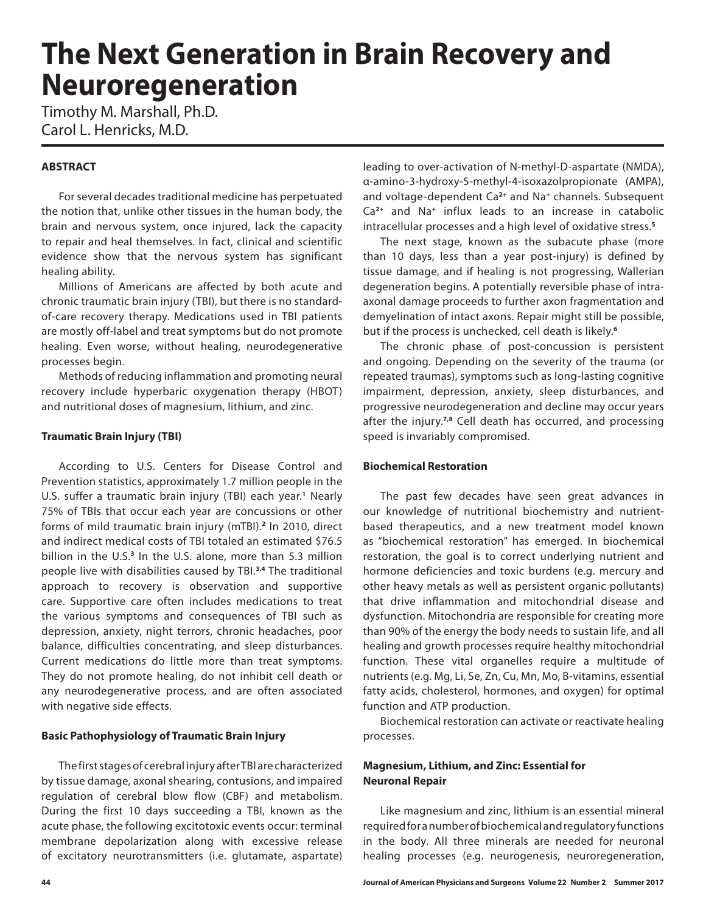# The Next Generation in Brain Recovery and Neuroregeneration

Timothy M. Marshall, Ph.D.
Carol L. Henricks, M.D.

### ABSTRACT

For several decades traditional medicine has perpetuated the notion that, unlike other tissues in the human body, the brain and nervous system, once injured, lack the capacity to repair and heal themselves. In fact, clinical and scientific evidence show that the nervous system has significant healing ability.

Millions of Americans are affected by both acute and chronic traumatic brain injury (TBI), but there is no standard-of-care recovery therapy. Medications used in TBI patients are mostly off-label and treat symptoms but do not promote healing. Even worse, without healing, neurodegenerative processes begin.

Methods of reducing inflammation and promoting neural recovery include hyperbaric oxygenation therapy (HBOT) and nutritional doses of magnesium, lithium, and zinc.

### Traumatic Brain Injury (TBI)

According to U.S. Centers for Disease Control and Prevention statistics, approximately 1.7 million people in the U.S. suffer a traumatic brain injury (TBI) each year.[1] Nearly 75% of TBIs that occur each year are concussions or other forms of mild traumatic brain injury (mTBI).[2] In 2010, direct and indirect medical costs of TBI totaled an estimated $76.5 billion in the U.S.[3] In the U.S. alone, more than 5.3 million people live with disabilities caused by TBI.[3,4] The traditional approach to recovery is observation and supportive care. Supportive care often includes medications to treat the various symptoms and consequences of TBI such as depression, anxiety, night terrors, chronic headaches, poor balance, difficulties concentrating, and sleep disturbances. Current medications do little more than treat symptoms. They do not promote healing, do not inhibit cell death or any neurodegenerative process, and are often associated with negative side effects.

### Basic Pathophysiology of Traumatic Brain Injury

The first stages of cerebral injury after TBI are characterized by tissue damage, axonal shearing, contusions, and impaired regulation of cerebral blow flow (CBF) and metabolism. During the first 10 days succeeding a TBI, known as the acute phase, the following excitotoxic events occur: terminal membrane depolarization along with excessive release of excitatory neurotransmitters (i.e. glutamate, aspartate) leading to over-activation of N-methyl-D-aspartate (NMDA), α-amino-3-hydroxy-5-methyl-4-isoxazolpropionate (AMPA), and voltage-dependent $Ca^{2+}$ and $Na^{+}$ channels. Subsequent $Ca^{2+}$ and $Na^{+}$ influx leads to an increase in catabolic intracellular processes and a high level of oxidative stress.[5]

The next stage, known as the subacute phase (more than 10 days, less than a year post-injury) is defined by tissue damage, and if healing is not progressing, Wallerian degeneration begins. A potentially reversible phase of intra-axonal damage proceeds to further axon fragmentation and demyelination of intact axons. Repair might still be possible, but if the process is unchecked, cell death is likely.[6]

The chronic phase of post-concussion is persistent and ongoing. Depending on the severity of the trauma (or repeated traumas), symptoms such as long-lasting cognitive impairment, depression, anxiety, sleep disturbances, and progressive neurodegeneration and decline may occur years after the injury.[7,8] Cell death has occurred, and processing speed is invariably compromised.

### Biochemical Restoration

The past few decades have seen great advances in our knowledge of nutritional biochemistry and nutrient-based therapeutics, and a new treatment model known as "biochemical restoration" has emerged. In biochemical restoration, the goal is to correct underlying nutrient and hormone deficiencies and toxic burdens (e.g. mercury and other heavy metals as well as persistent organic pollutants) that drive inflammation and mitochondrial disease and dysfunction. Mitochondria are responsible for creating more than 90% of the energy the body needs to sustain life, and all healing and growth processes require healthy mitochondrial function. These vital organelles require a multitude of nutrients (e.g. Mg, Li, Se, Zn, Cu, Mn, Mo, B-vitamins, essential fatty acids, cholesterol, hormones, and oxygen) for optimal function and ATP production.

Biochemical restoration can activate or reactivate healing processes.

### Magnesium, Lithium, and Zinc: Essential for Neuronal Repair

Like magnesium and zinc, lithium is an essential mineral required for a number of biochemical and regulatory functions in the body. All three minerals are needed for neuronal healing processes (e.g. neurogenesis, neuroregeneration,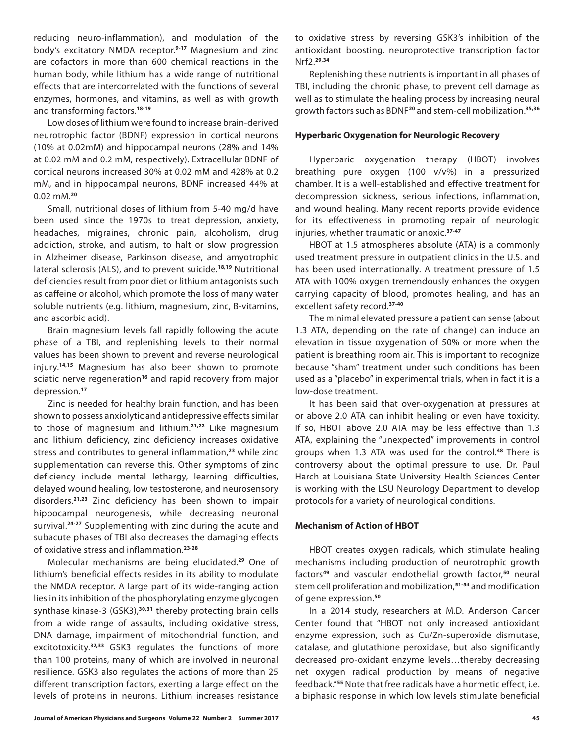reducing neuro-inflammation), and modulation of the body's excitatory NMDA receptor.[9-17] Magnesium and zinc are cofactors in more than 600 chemical reactions in the human body, while lithium has a wide range of nutritional effects that are intercorrelated with the functions of several enzymes, hormones, and vitamins, as well as with growth and transforming factors.[18-19]

Low doses of lithium were found to increase brain-derived neurotrophic factor (BDNF) expression in cortical neurons (10% at 0.02mM) and hippocampal neurons (28% and 14% at 0.02 mM and 0.2 mM, respectively). Extracellular BDNF of cortical neurons increased 30% at 0.02 mM and 428% at 0.2 mM, and in hippocampal neurons, BDNF increased 44% at 0.02 mM.[20]

Small, nutritional doses of lithium from 5-40 mg/d have been used since the 1970s to treat depression, anxiety, headaches, migraines, chronic pain, alcoholism, drug addiction, stroke, and autism, to halt or slow progression in Alzheimer disease, Parkinson disease, and amyotrophic lateral sclerosis (ALS), and to prevent suicide.[18,19] Nutritional deficiencies result from poor diet or lithium antagonists such as caffeine or alcohol, which promote the loss of many water soluble nutrients (e.g. lithium, magnesium, zinc, B-vitamins, and ascorbic acid).

Brain magnesium levels fall rapidly following the acute phase of a TBI, and replenishing levels to their normal values has been shown to prevent and reverse neurological injury.[14,15] Magnesium has also been shown to promote sciatic nerve regeneration[16] and rapid recovery from major depression.[17]

Zinc is needed for healthy brain function, and has been shown to possess anxiolytic and antidepressive effects similar to those of magnesium and lithium.[21,22] Like magnesium and lithium deficiency, zinc deficiency increases oxidative stress and contributes to general inflammation,[23] while zinc supplementation can reverse this. Other symptoms of zinc deficiency include mental lethargy, learning difficulties, delayed wound healing, low testosterone, and neurosensory disorders.[21,23] Zinc deficiency has been shown to impair hippocampal neurogenesis, while decreasing neuronal survival.[24-27] Supplementing with zinc during the acute and subacute phases of TBI also decreases the damaging effects of oxidative stress and inflammation.[23-28]

Molecular mechanisms are being elucidated.[29] One of lithium's beneficial effects resides in its ability to modulate the NMDA receptor. A large part of its wide-ranging action lies in its inhibition of the phosphorylating enzyme glycogen synthase kinase-3 (GSK3),[30,31] thereby protecting brain cells from a wide range of assaults, including oxidative stress, DNA damage, impairment of mitochondrial function, and excitotoxicity.[32,33] GSK3 regulates the functions of more than 100 proteins, many of which are involved in neuronal resilience. GSK3 also regulates the actions of more than 25 different transcription factors, exerting a large effect on the levels of proteins in neurons. Lithium increases resistance to oxidative stress by reversing GSK3's inhibition of the antioxidant boosting, neuroprotective transcription factor Nrf2.[29,34]

Replenishing these nutrients is important in all phases of TBI, including the chronic phase, to prevent cell damage as well as to stimulate the healing process by increasing neural growth factors such as BDNF[20] and stem-cell mobilization.[35,36]

### Hyperbaric Oxygenation for Neurologic Recovery

Hyperbaric oxygenation therapy (HBOT) involves breathing pure oxygen (100 v/v%) in a pressurized chamber. It is a well-established and effective treatment for decompression sickness, serious infections, inflammation, and wound healing. Many recent reports provide evidence for its effectiveness in promoting repair of neurologic injuries, whether traumatic or anoxic.[37-47]

HBOT at 1.5 atmospheres absolute (ATA) is a commonly used treatment pressure in outpatient clinics in the U.S. and has been used internationally. A treatment pressure of 1.5 ATA with 100% oxygen tremendously enhances the oxygen carrying capacity of blood, promotes healing, and has an excellent safety record.[37-40]

The minimal elevated pressure a patient can sense (about 1.3 ATA, depending on the rate of change) can induce an elevation in tissue oxygenation of 50% or more when the patient is breathing room air. This is important to recognize because "sham" treatment under such conditions has been used as a "placebo" in experimental trials, when in fact it is a low-dose treatment.

It has been said that over-oxygenation at pressures at or above 2.0 ATA can inhibit healing or even have toxicity. If so, HBOT above 2.0 ATA may be less effective than 1.3 ATA, explaining the "unexpected" improvements in control groups when 1.3 ATA was used for the control.[48] There is controversy about the optimal pressure to use. Dr. Paul Harch at Louisiana State University Health Sciences Center is working with the LSU Neurology Department to develop protocols for a variety of neurological conditions.

### Mechanism of Action of HBOT

HBOT creates oxygen radicals, which stimulate healing mechanisms including production of neurotrophic growth factors[49] and vascular endothelial growth factor,[50] neural stem cell proliferation and mobilization,[51-54] and modification of gene expression.[50]

In a 2014 study, researchers at M.D. Anderson Cancer Center found that "HBOT not only increased antioxidant enzyme expression, such as Cu/Zn-superoxide dismutase, catalase, and glutathione peroxidase, but also significantly decreased pro-oxidant enzyme levels…thereby decreasing net oxygen radical production by means of negative feedback."[55] Note that free radicals have a hormetic effect, i.e. a biphasic response in which low levels stimulate beneficial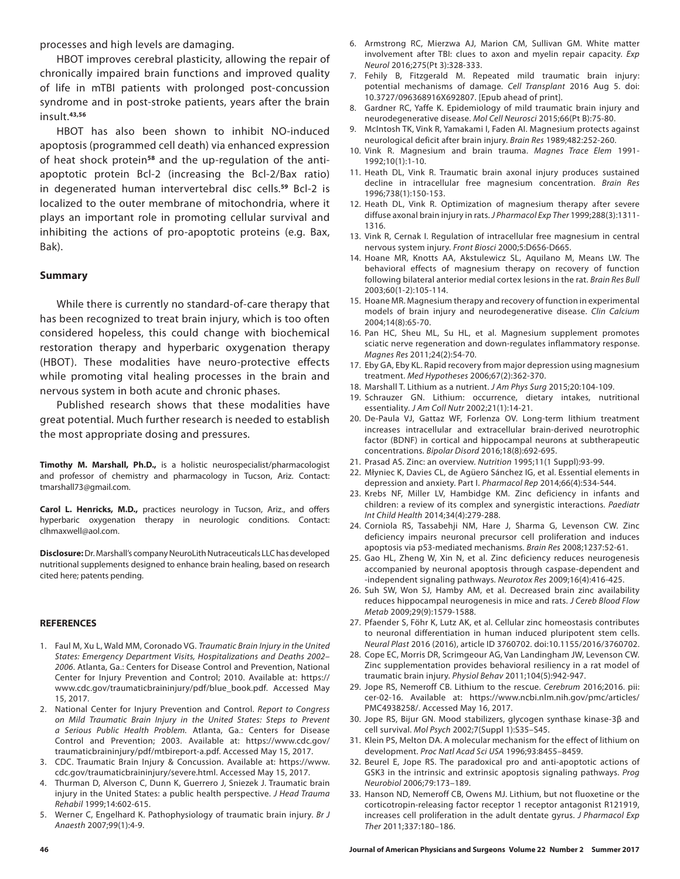processes and high levels are damaging.

HBOT improves cerebral plasticity, allowing the repair of chronically impaired brain functions and improved quality of life in mTBI patients with prolonged post-concussion syndrome and in post-stroke patients, years after the brain insult.[43,56]

HBOT has also been shown to inhibit NO-induced apoptosis (programmed cell death) via enhanced expression of heat shock protein[58] and the up-regulation of the anti-apoptotic protein Bcl-2 (increasing the Bcl-2/Bax ratio) in degenerated human intervertebral disc cells.[59] Bcl-2 is localized to the outer membrane of mitochondria, where it plays an important role in promoting cellular survival and inhibiting the actions of pro-apoptotic proteins (e.g. Bax, Bak).

## Summary

While there is currently no standard-of-care therapy that has been recognized to treat brain injury, which is too often considered hopeless, this could change with biochemical restoration therapy and hyperbaric oxygenation therapy (HBOT). These modalities have neuro-protective effects while promoting vital healing processes in the brain and nervous system in both acute and chronic phases.

Published research shows that these modalities have great potential. Much further research is needed to establish the most appropriate dosing and pressures.

**Timothy M. Marshall, Ph.D.,** is a holistic neurospecialist/pharmacologist and professor of chemistry and pharmacology in Tucson, Ariz. Contact: tmarshall73@gmail.com.

**Carol L. Henricks, M.D.,** practices neurology in Tucson, Ariz., and offers hyperbaric oxygenation therapy in neurologic conditions. Contact: clhmaxwell@aol.com.

**Disclosure:** Dr. Marshall's company NeuroLith Nutraceuticals LLC has developed nutritional supplements designed to enhance brain healing, based on research cited here; patents pending.

## REFERENCES

1. Faul M, Xu L, Wald MM, Coronado VG. *Traumatic Brain Injury in the United States: Emergency Department Visits, Hospitalizations and Deaths 2002–2006*. Atlanta, Ga.: Centers for Disease Control and Prevention, National Center for Injury Prevention and Control; 2010. Available at: https://www.cdc.gov/traumaticbraininjury/pdf/blue_book.pdf. Accessed May 15, 2017.
2. National Center for Injury Prevention and Control. *Report to Congress on Mild Traumatic Brain Injury in the United States: Steps to Prevent a Serious Public Health Problem*. Atlanta, Ga.: Centers for Disease Control and Prevention; 2003. Available at: https://www.cdc.gov/traumaticbraininjury/pdf/mtbireport-a.pdf. Accessed May 15, 2017.
3. CDC. Traumatic Brain Injury & Concussion. Available at: https://www.cdc.gov/traumaticbraininjury/severe.html. Accessed May 15, 2017.
4. Thurman D, Alverson C, Dunn K, Guerrero J, Sniezek J. Traumatic brain injury in the United States: a public health perspective. *J Head Trauma Rehabil* 1999;14:602-615.
5. Werner C, Engelhard K. Pathophysiology of traumatic brain injury. *Br J Anaesth* 2007;99(1):4-9.
6. Armstrong RC, Mierzwa AJ, Marion CM, Sullivan GM. White matter involvement after TBI: clues to axon and myelin repair capacity. *Exp Neurol* 2016;275(Pt 3):328-333.
7. Fehily B, Fitzgerald M. Repeated mild traumatic brain injury: potential mechanisms of damage. *Cell Transplant* 2016 Aug 5. doi: 10.3727/096368916X692807. [Epub ahead of print].
8. Gardner RC, Yaffe K. Epidemiology of mild traumatic brain injury and neurodegenerative disease. *Mol Cell Neurosci* 2015;66(Pt B):75-80.
9. McIntosh TK, Vink R, Yamakami I, Faden AI. Magnesium protects against neurological deficit after brain injury. *Brain Res* 1989;482:252-260.
10. Vink R. Magnesium and brain trauma. *Magnes Trace Elem* 1991-1992;10(1):1-10.
11. Heath DL, Vink R. Traumatic brain axonal injury produces sustained decline in intracellular free magnesium concentration. *Brain Res* 1996;738(1):150-153.
12. Heath DL, Vink R. Optimization of magnesium therapy after severe diffuse axonal brain injury in rats. *J Pharmacol Exp Ther* 1999;288(3):1311-1316.
13. Vink R, Cernak I. Regulation of intracellular free magnesium in central nervous system injury. *Front Biosci* 2000;5:D656-D665.
14. Hoane MR, Knotts AA, Akstulewicz SL, Aquilano M, Means LW. The behavioral effects of magnesium therapy on recovery of function following bilateral anterior medial cortex lesions in the rat. *Brain Res Bull* 2003;60(1-2):105-114.
15. Hoane MR. Magnesium therapy and recovery of function in experimental models of brain injury and neurodegenerative disease. *Clin Calcium* 2004;14(8):65-70.
16. Pan HC, Sheu ML, Su HL, et al. Magnesium supplement promotes sciatic nerve regeneration and down-regulates inflammatory response. *Magnes Res* 2011;24(2):54-70.
17. Eby GA, Eby KL. Rapid recovery from major depression using magnesium treatment. *Med Hypotheses* 2006;67(2):362-370.
18. Marshall T. Lithium as a nutrient. *J Am Phys Surg* 2015;20:104-109.
19. Schrauzer GN. Lithium: occurrence, dietary intakes, nutritional essentiality. *J Am Coll Nutr* 2002;21(1):14-21.
20. De-Paula VJ, Gattaz WF, Forlenza OV. Long-term lithium treatment increases intracellular and extracellular brain-derived neurotrophic factor (BDNF) in cortical and hippocampal neurons at subtherapeutic concentrations. *Bipolar Disord* 2016;18(8):692-695.
21. Prasad AS. Zinc: an overview. *Nutrition* 1995;11(1 Suppl):93-99.
22. Młyniec K, Davies CL, de Agüero Sánchez IG, et al. Essential elements in depression and anxiety. Part I. *Pharmacol Rep* 2014;66(4):534-544.
23. Krebs NF, Miller LV, Hambidge KM. Zinc deficiency in infants and children: a review of its complex and synergistic interactions. *Paediatr Int Child Health* 2014;34(4):279-288.
24. Corniola RS, Tassabehji NM, Hare J, Sharma G, Levenson CW. Zinc deficiency impairs neuronal precursor cell proliferation and induces apoptosis via p53-mediated mechanisms. *Brain Res* 2008;1237:52-61.
25. Gao HL, Zheng W, Xin N, et al. Zinc deficiency reduces neurogenesis accompanied by neuronal apoptosis through caspase-dependent and -independent signaling pathways. *Neurotox Res* 2009;16(4):416-425.
26. Suh SW, Won SJ, Hamby AM, et al. Decreased brain zinc availability reduces hippocampal neurogenesis in mice and rats. *J Cereb Blood Flow Metab* 2009;29(9):1579-1588.
27. Pfaender S, Föhr K, Lutz AK, et al. Cellular zinc homeostasis contributes to neuronal differentiation in human induced pluripotent stem cells. *Neural Plast* 2016 (2016), article ID 3760702. doi:10.1155/2016/3760702.
28. Cope EC, Morris DR, Scrimgeour AG, Van Landingham JW, Levenson CW. Zinc supplementation provides behavioral resiliency in a rat model of traumatic brain injury. *Physiol Behav* 2011;104(5):942-947.
29. Jope RS, Nemeroff CB. Lithium to the rescue. *Cerebrum* 2016;2016. pii: cer-02-16. Available at: https://www.ncbi.nlm.nih.gov/pmc/articles/PMC4938258/. Accessed May 16, 2017.
30. Jope RS, Bijur GN. Mood stabilizers, glycogen synthase kinase-3β and cell survival. *Mol Psych* 2002;7(Suppl 1):S35–S45.
31. Klein PS, Melton DA. A molecular mechanism for the effect of lithium on development. *Proc Natl Acad Sci USA* 1996;93:8455–8459.
32. Beurel E, Jope RS. The paradoxical pro and anti-apoptotic actions of GSK3 in the intrinsic and extrinsic apoptosis signaling pathways. *Prog Neurobiol* 2006;79:173–189.
33. Hanson ND, Nemeroff CB, Owens MJ. Lithium, but not fluoxetine or the corticotropin-releasing factor receptor 1 receptor antagonist R121919, increases cell proliferation in the adult dentate gyrus. *J Pharmacol Exp Ther* 2011;337:180–186.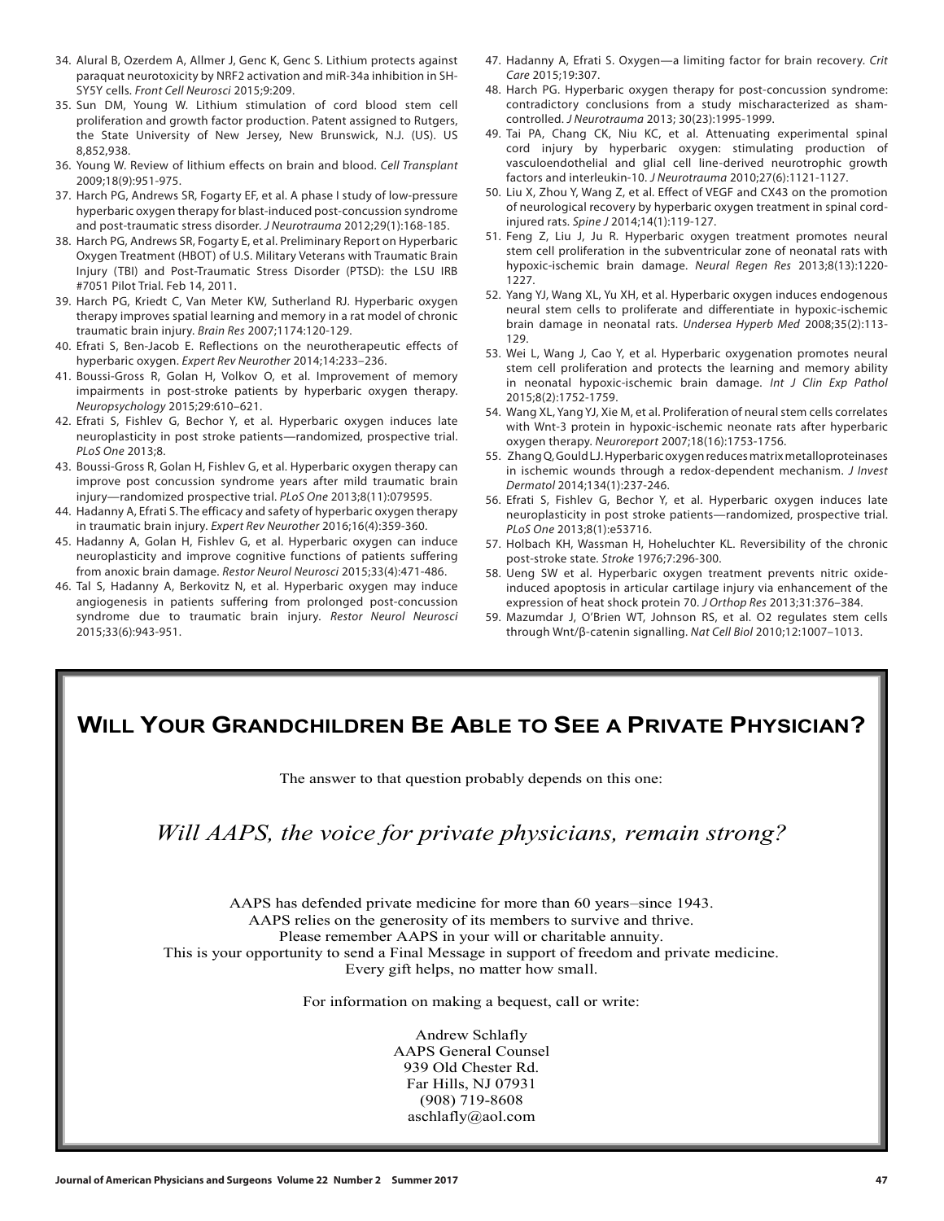34. Alural B, Ozerdem A, Allmer J, Genc K, Genc S. Lithium protects against paraquat neurotoxicity by NRF2 activation and miR-34a inhibition in SH-SY5Y cells. *Front Cell Neurosci* 2015;9:209.
35. Sun DM, Young W. Lithium stimulation of cord blood stem cell proliferation and growth factor production. Patent assigned to Rutgers, the State University of New Jersey, New Brunswick, N.J. (US). US 8,852,938.
36. Young W. Review of lithium effects on brain and blood. *Cell Transplant* 2009;18(9):951-975.
37. Harch PG, Andrews SR, Fogarty EF, et al. A phase I study of low-pressure hyperbaric oxygen therapy for blast-induced post-concussion syndrome and post-traumatic stress disorder. *J Neurotrauma* 2012;29(1):168-185.
38. Harch PG, Andrews SR, Fogarty E, et al. Preliminary Report on Hyperbaric Oxygen Treatment (HBOT) of U.S. Military Veterans with Traumatic Brain Injury (TBI) and Post-Traumatic Stress Disorder (PTSD): the LSU IRB #7051 Pilot Trial. Feb 14, 2011.
39. Harch PG, Kriedt C, Van Meter KW, Sutherland RJ. Hyperbaric oxygen therapy improves spatial learning and memory in a rat model of chronic traumatic brain injury. *Brain Res* 2007;1174:120-129.
40. Efrati S, Ben-Jacob E. Reflections on the neurotherapeutic effects of hyperbaric oxygen. *Expert Rev Neurother* 2014;14:233–236.
41. Boussi-Gross R, Golan H, Volkov O, et al. Improvement of memory impairments in post-stroke patients by hyperbaric oxygen therapy. *Neuropsychology* 2015;29:610–621.
42. Efrati S, Fishlev G, Bechor Y, et al. Hyperbaric oxygen induces late neuroplasticity in post stroke patients—randomized, prospective trial. *PLoS One* 2013;8.
43. Boussi-Gross R, Golan H, Fishlev G, et al. Hyperbaric oxygen therapy can improve post concussion syndrome years after mild traumatic brain injury—randomized prospective trial. *PLoS One* 2013;8(11):079595.
44. Hadanny A, Efrati S. The efficacy and safety of hyperbaric oxygen therapy in traumatic brain injury. *Expert Rev Neurother* 2016;16(4):359-360.
45. Hadanny A, Golan H, Fishlev G, et al. Hyperbaric oxygen can induce neuroplasticity and improve cognitive functions of patients suffering from anoxic brain damage. *Restor Neurol Neurosci* 2015;33(4):471-486.
46. Tal S, Hadanny A, Berkovitz N, et al. Hyperbaric oxygen may induce angiogenesis in patients suffering from prolonged post-concussion syndrome due to traumatic brain injury. *Restor Neurol Neurosci* 2015;33(6):943-951.
47. Hadanny A, Efrati S. Oxygen—a limiting factor for brain recovery. *Crit Care* 2015;19:307.
48. Harch PG. Hyperbaric oxygen therapy for post-concussion syndrome: contradictory conclusions from a study mischaracterized as sham-controlled. *J Neurotrauma* 2013; 30(23):1995-1999.
49. Tai PA, Chang CK, Niu KC, et al. Attenuating experimental spinal cord injury by hyperbaric oxygen: stimulating production of vasculoendothelial and glial cell line-derived neurotrophic growth factors and interleukin-10. *J Neurotrauma* 2010;27(6):1121-1127.
50. Liu X, Zhou Y, Wang Z, et al. Effect of VEGF and CX43 on the promotion of neurological recovery by hyperbaric oxygen treatment in spinal cord-injured rats. *Spine J* 2014;14(1):119-127.
51. Feng Z, Liu J, Ju R. Hyperbaric oxygen treatment promotes neural stem cell proliferation in the subventricular zone of neonatal rats with hypoxic-ischemic brain damage. *Neural Regen Res* 2013;8(13):1220-1227.
52. Yang YJ, Wang XL, Yu XH, et al. Hyperbaric oxygen induces endogenous neural stem cells to proliferate and differentiate in hypoxic-ischemic brain damage in neonatal rats. *Undersea Hyperb Med* 2008;35(2):113-129.
53. Wei L, Wang J, Cao Y, et al. Hyperbaric oxygenation promotes neural stem cell proliferation and protects the learning and memory ability in neonatal hypoxic-ischemic brain damage. *Int J Clin Exp Pathol* 2015;8(2):1752-1759.
54. Wang XL, Yang YJ, Xie M, et al. Proliferation of neural stem cells correlates with Wnt-3 protein in hypoxic-ischemic neonate rats after hyperbaric oxygen therapy. *Neuroreport* 2007;18(16):1753-1756.
55. Zhang Q, Gould LJ. Hyperbaric oxygen reduces matrix metalloproteinases in ischemic wounds through a redox-dependent mechanism. *J Invest Dermatol* 2014;134(1):237-246.
56. Efrati S, Fishlev G, Bechor Y, et al. Hyperbaric oxygen induces late neuroplasticity in post stroke patients—randomized, prospective trial. *PLoS One* 2013;8(1):e53716.
57. Holbach KH, Wassman H, Hoheluchter KL. Reversibility of the chronic post-stroke state. *Stroke* 1976;7:296-300.
58. Ueng SW et al. Hyperbaric oxygen treatment prevents nitric oxide-induced apoptosis in articular cartilage injury via enhancement of the expression of heat shock protein 70. *J Orthop Res* 2013;31:376–384.
59. Mazumdar J, O'Brien WT, Johnson RS, et al. O2 regulates stem cells through Wnt/β-catenin signalling. *Nat Cell Biol* 2010;12:1007–1013.

## Will Your Grandchildren Be Able to See a Private Physician?

The answer to that question probably depends on this one:

*Will AAPS, the voice for private physicians, remain strong?*

AAPS has defended private medicine for more than 60 years–since 1943.
AAPS relies on the generosity of its members to survive and thrive.
Please remember AAPS in your will or charitable annuity.
This is your opportunity to send a Final Message in support of freedom and private medicine.
Every gift helps, no matter how small.

For information on making a bequest, call or write:

Andrew Schlafly
AAPS General Counsel
939 Old Chester Rd.
Far Hills, NJ 07931
(908) 719-8608
aschlafly@aol.com